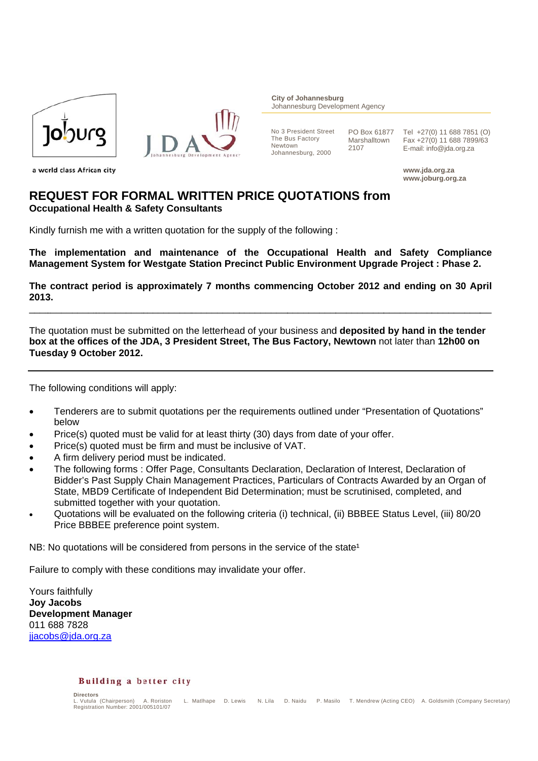Joburg

a world class African city

JDA Johannesburg Development Agency

**City of Johannesburg**
Johannesburg Development Agency

No 3 President Street
The Bus Factory
Newtown
Johannesburg, 2000

PO Box 61877
Marshalltown
2107

Tel +27(0) 11 688 7851 (O)
Fax +27(0) 11 688 7899/63
E-mail: info@jda.org.za

**www.jda.org.za**
**www.joburg.org.za**

# REQUEST FOR FORMAL WRITTEN PRICE QUOTATIONS from

**Occupational Health & Safety Consultants**

Kindly furnish me with a written quotation for the supply of the following :

**The implementation and maintenance of the Occupational Health and Safety Compliance Management System for Westgate Station Precinct Public Environment Upgrade Project : Phase 2.**

**The contract period is approximately 7 months commencing October 2012 and ending on 30 April 2013.**

---

The quotation must be submitted on the letterhead of your business and **deposited by hand in the tender box at the offices of the JDA, 3 President Street, The Bus Factory, Newtown** not later than **12h00 on Tuesday 9 October 2012.**

---

The following conditions will apply:

- Tenderers are to submit quotations per the requirements outlined under "Presentation of Quotations" below
- Price(s) quoted must be valid for at least thirty (30) days from date of your offer.
- Price(s) quoted must be firm and must be inclusive of VAT.
- A firm delivery period must be indicated.
- The following forms : Offer Page, Consultants Declaration, Declaration of Interest, Declaration of Bidder's Past Supply Chain Management Practices, Particulars of Contracts Awarded by an Organ of State, MBD9 Certificate of Independent Bid Determination; must be scrutinised, completed, and submitted together with your quotation.
- Quotations will be evaluated on the following criteria (i) technical, (ii) BBBEE Status Level, (iii) 80/20 Price BBBEE preference point system.

NB: No quotations will be considered from persons in the service of the state[1]

Failure to comply with these conditions may invalidate your offer.

Yours faithfully
**Joy Jacobs**
**Development Manager**
011 688 7828
jjacobs@jda.org.za

**Building a better city**

**Directors**
L. Vutula (Chairperson) A. Roriston L. Matlhape D. Lewis N. Lila D. Naidu P. Masilo T. Mendrew (Acting CEO) A. Goldsmith (Company Secretary)
Registration Number: 2001/005101/07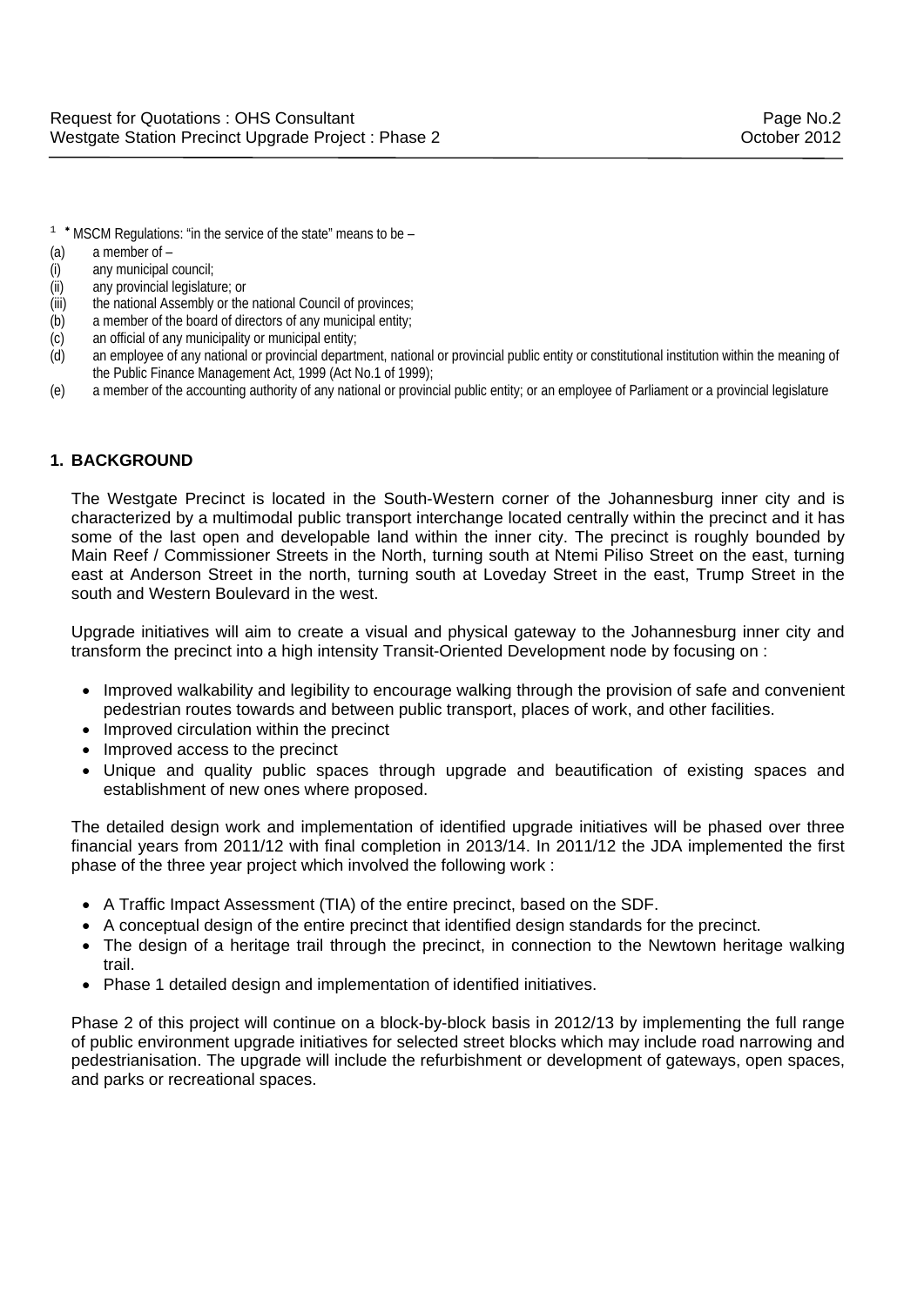[1] * MSCM Regulations: "in the service of the state" means to be –

(a) a member of –

(i) any municipal council;

(ii) any provincial legislature; or

(iii) the national Assembly or the national Council of provinces;

(b) a member of the board of directors of any municipal entity;

(c) an official of any municipality or municipal entity;

(d) an employee of any national or provincial department, national or provincial public entity or constitutional institution within the meaning of the Public Finance Management Act, 1999 (Act No.1 of 1999);

(e) a member of the accounting authority of any national or provincial public entity; or an employee of Parliament or a provincial legislature

## 1. BACKGROUND

The Westgate Precinct is located in the South-Western corner of the Johannesburg inner city and is characterized by a multimodal public transport interchange located centrally within the precinct and it has some of the last open and developable land within the inner city. The precinct is roughly bounded by Main Reef / Commissioner Streets in the North, turning south at Ntemi Piliso Street on the east, turning east at Anderson Street in the north, turning south at Loveday Street in the east, Trump Street in the south and Western Boulevard in the west.

Upgrade initiatives will aim to create a visual and physical gateway to the Johannesburg inner city and transform the precinct into a high intensity Transit-Oriented Development node by focusing on :

- Improved walkability and legibility to encourage walking through the provision of safe and convenient pedestrian routes towards and between public transport, places of work, and other facilities.
- Improved circulation within the precinct
- Improved access to the precinct
- Unique and quality public spaces through upgrade and beautification of existing spaces and establishment of new ones where proposed.

The detailed design work and implementation of identified upgrade initiatives will be phased over three financial years from 2011/12 with final completion in 2013/14. In 2011/12 the JDA implemented the first phase of the three year project which involved the following work :

- A Traffic Impact Assessment (TIA) of the entire precinct, based on the SDF.
- A conceptual design of the entire precinct that identified design standards for the precinct.
- The design of a heritage trail through the precinct, in connection to the Newtown heritage walking trail.
- Phase 1 detailed design and implementation of identified initiatives.

Phase 2 of this project will continue on a block-by-block basis in 2012/13 by implementing the full range of public environment upgrade initiatives for selected street blocks which may include road narrowing and pedestrianisation. The upgrade will include the refurbishment or development of gateways, open spaces, and parks or recreational spaces.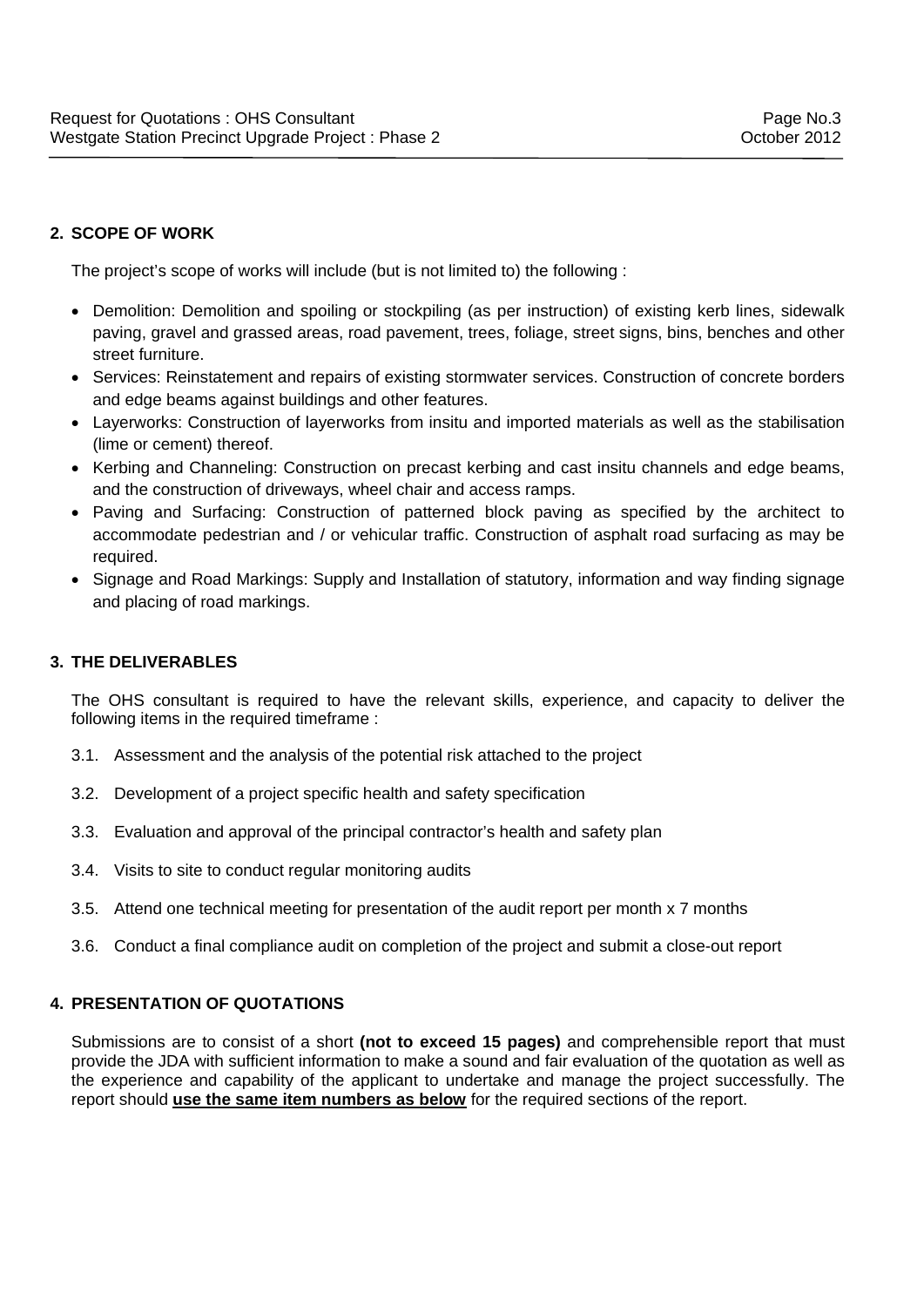## 2. SCOPE OF WORK

The project's scope of works will include (but is not limited to) the following :

- Demolition: Demolition and spoiling or stockpiling (as per instruction) of existing kerb lines, sidewalk paving, gravel and grassed areas, road pavement, trees, foliage, street signs, bins, benches and other street furniture.
- Services: Reinstatement and repairs of existing stormwater services. Construction of concrete borders and edge beams against buildings and other features.
- Layerworks: Construction of layerworks from insitu and imported materials as well as the stabilisation (lime or cement) thereof.
- Kerbing and Channeling: Construction on precast kerbing and cast insitu channels and edge beams, and the construction of driveways, wheel chair and access ramps.
- Paving and Surfacing: Construction of patterned block paving as specified by the architect to accommodate pedestrian and / or vehicular traffic. Construction of asphalt road surfacing as may be required.
- Signage and Road Markings: Supply and Installation of statutory, information and way finding signage and placing of road markings.

## 3. THE DELIVERABLES

The OHS consultant is required to have the relevant skills, experience, and capacity to deliver the following items in the required timeframe :

3.1. Assessment and the analysis of the potential risk attached to the project

3.2. Development of a project specific health and safety specification

3.3. Evaluation and approval of the principal contractor's health and safety plan

3.4. Visits to site to conduct regular monitoring audits

3.5. Attend one technical meeting for presentation of the audit report per month x 7 months

3.6. Conduct a final compliance audit on completion of the project and submit a close-out report

## 4. PRESENTATION OF QUOTATIONS

Submissions are to consist of a short **(not to exceed 15 pages)** and comprehensible report that must provide the JDA with sufficient information to make a sound and fair evaluation of the quotation as well as the experience and capability of the applicant to undertake and manage the project successfully. The report should **use the same item numbers as below** for the required sections of the report.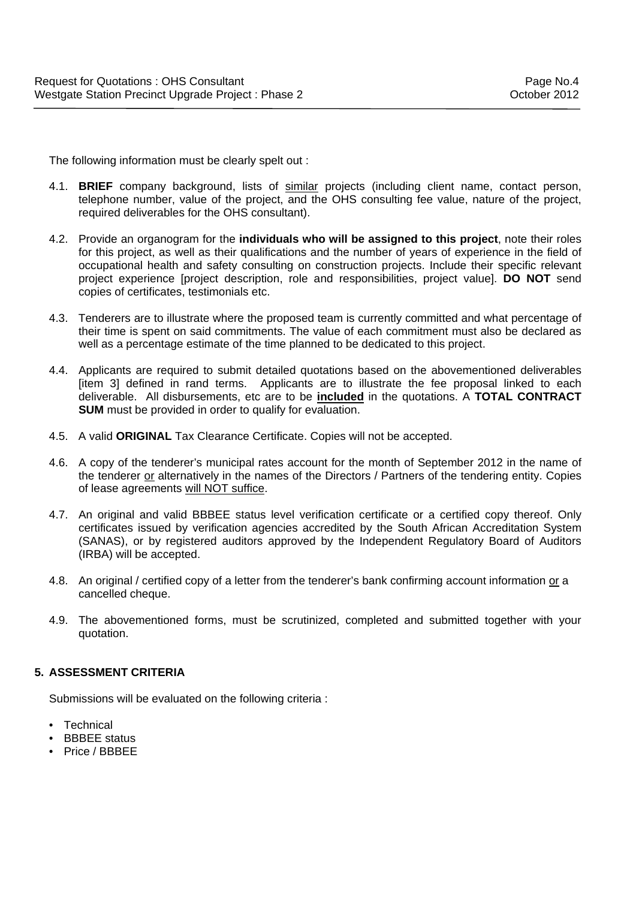The following information must be clearly spelt out :

4.1. **BRIEF** company background, lists of <u>similar</u> projects (including client name, contact person, telephone number, value of the project, and the OHS consulting fee value, nature of the project, required deliverables for the OHS consultant).

4.2. Provide an organogram for the **individuals who will be assigned to this project**, note their roles for this project, as well as their qualifications and the number of years of experience in the field of occupational health and safety consulting on construction projects. Include their specific relevant project experience [project description, role and responsibilities, project value]. **DO NOT** send copies of certificates, testimonials etc.

4.3. Tenderers are to illustrate where the proposed team is currently committed and what percentage of their time is spent on said commitments. The value of each commitment must also be declared as well as a percentage estimate of the time planned to be dedicated to this project.

4.4. Applicants are required to submit detailed quotations based on the abovementioned deliverables [item 3] defined in rand terms. Applicants are to illustrate the fee proposal linked to each deliverable. All disbursements, etc are to be <u>**included**</u> in the quotations. A **TOTAL CONTRACT SUM** must be provided in order to qualify for evaluation.

4.5. A valid **ORIGINAL** Tax Clearance Certificate. Copies will not be accepted.

4.6. A copy of the tenderer's municipal rates account for the month of September 2012 in the name of the tenderer <u>or</u> alternatively in the names of the Directors / Partners of the tendering entity. Copies of lease agreements <u>will NOT suffice</u>.

4.7. An original and valid BBBEE status level verification certificate or a certified copy thereof. Only certificates issued by verification agencies accredited by the South African Accreditation System (SANAS), or by registered auditors approved by the Independent Regulatory Board of Auditors (IRBA) will be accepted.

4.8. An original / certified copy of a letter from the tenderer's bank confirming account information <u>or</u> a cancelled cheque.

4.9. The abovementioned forms, must be scrutinized, completed and submitted together with your quotation.

## 5. ASSESSMENT CRITERIA

Submissions will be evaluated on the following criteria :

- Technical
- BBBEE status
- Price / BBBEE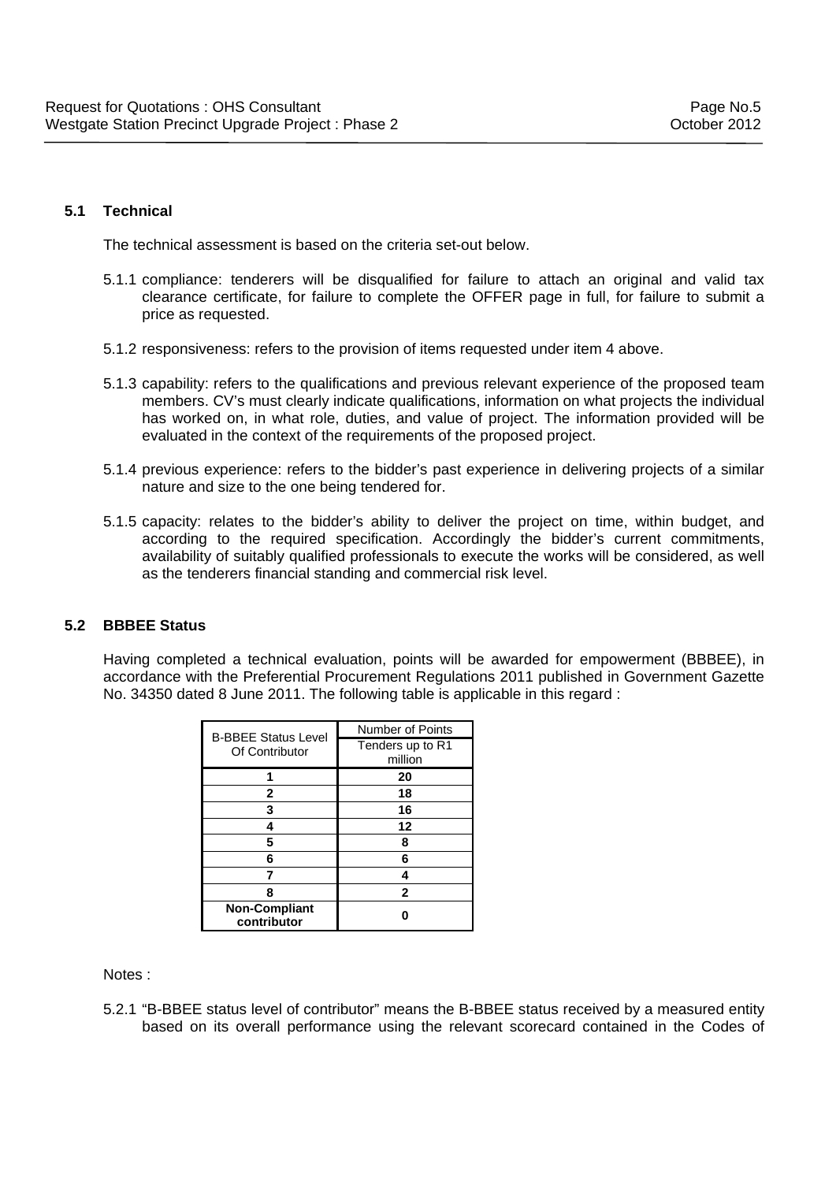### 5.1 Technical

The technical assessment is based on the criteria set-out below.

5.1.1 compliance: tenderers will be disqualified for failure to attach an original and valid tax clearance certificate, for failure to complete the OFFER page in full, for failure to submit a price as requested.

5.1.2 responsiveness: refers to the provision of items requested under item 4 above.

5.1.3 capability: refers to the qualifications and previous relevant experience of the proposed team members. CV's must clearly indicate qualifications, information on what projects the individual has worked on, in what role, duties, and value of project. The information provided will be evaluated in the context of the requirements of the proposed project.

5.1.4 previous experience: refers to the bidder's past experience in delivering projects of a similar nature and size to the one being tendered for.

5.1.5 capacity: relates to the bidder's ability to deliver the project on time, within budget, and according to the required specification. Accordingly the bidder's current commitments, availability of suitably qualified professionals to execute the works will be considered, as well as the tenderers financial standing and commercial risk level.

### 5.2 BBBEE Status

Having completed a technical evaluation, points will be awarded for empowerment (BBBEE), in accordance with the Preferential Procurement Regulations 2011 published in Government Gazette No. 34350 dated 8 June 2011. The following table is applicable in this regard :

| B-BBEE Status Level Of Contributor | Number of Points |
|---|---|
| | Tenders up to R1 million |
| **1** | **20** |
| **2** | **18** |
| **3** | **16** |
| **4** | **12** |
| **5** | **8** |
| **6** | **6** |
| **7** | **4** |
| **8** | **2** |
| **Non-Compliant contributor** | **0** |

Notes :

5.2.1 "B-BBEE status level of contributor" means the B-BBEE status received by a measured entity based on its overall performance using the relevant scorecard contained in the Codes of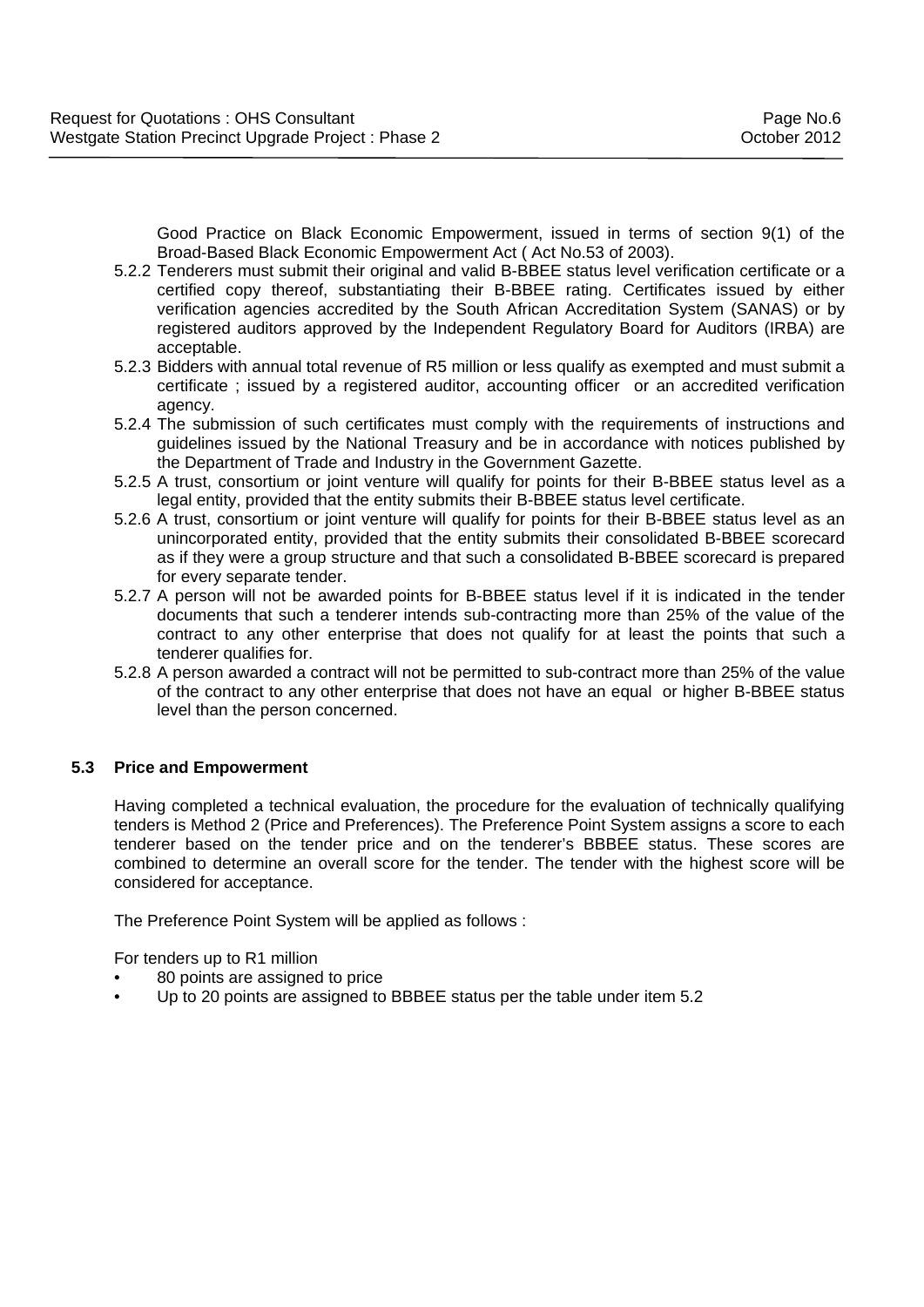Good Practice on Black Economic Empowerment, issued in terms of section 9(1) of the Broad-Based Black Economic Empowerment Act ( Act No.53 of 2003).

5.2.2 Tenderers must submit their original and valid B-BBEE status level verification certificate or a certified copy thereof, substantiating their B-BBEE rating. Certificates issued by either verification agencies accredited by the South African Accreditation System (SANAS) or by registered auditors approved by the Independent Regulatory Board for Auditors (IRBA) are acceptable.

5.2.3 Bidders with annual total revenue of R5 million or less qualify as exempted and must submit a certificate ; issued by a registered auditor, accounting officer or an accredited verification agency.

5.2.4 The submission of such certificates must comply with the requirements of instructions and guidelines issued by the National Treasury and be in accordance with notices published by the Department of Trade and Industry in the Government Gazette.

5.2.5 A trust, consortium or joint venture will qualify for points for their B-BBEE status level as a legal entity, provided that the entity submits their B-BBEE status level certificate.

5.2.6 A trust, consortium or joint venture will qualify for points for their B-BBEE status level as an unincorporated entity, provided that the entity submits their consolidated B-BBEE scorecard as if they were a group structure and that such a consolidated B-BBEE scorecard is prepared for every separate tender.

5.2.7 A person will not be awarded points for B-BBEE status level if it is indicated in the tender documents that such a tenderer intends sub-contracting more than 25% of the value of the contract to any other enterprise that does not qualify for at least the points that such a tenderer qualifies for.

5.2.8 A person awarded a contract will not be permitted to sub-contract more than 25% of the value of the contract to any other enterprise that does not have an equal or higher B-BBEE status level than the person concerned.

### 5.3 Price and Empowerment

Having completed a technical evaluation, the procedure for the evaluation of technically qualifying tenders is Method 2 (Price and Preferences). The Preference Point System assigns a score to each tenderer based on the tender price and on the tenderer's BBBEE status. These scores are combined to determine an overall score for the tender. The tender with the highest score will be considered for acceptance.

The Preference Point System will be applied as follows :

For tenders up to R1 million

- 80 points are assigned to price
- Up to 20 points are assigned to BBBEE status per the table under item 5.2